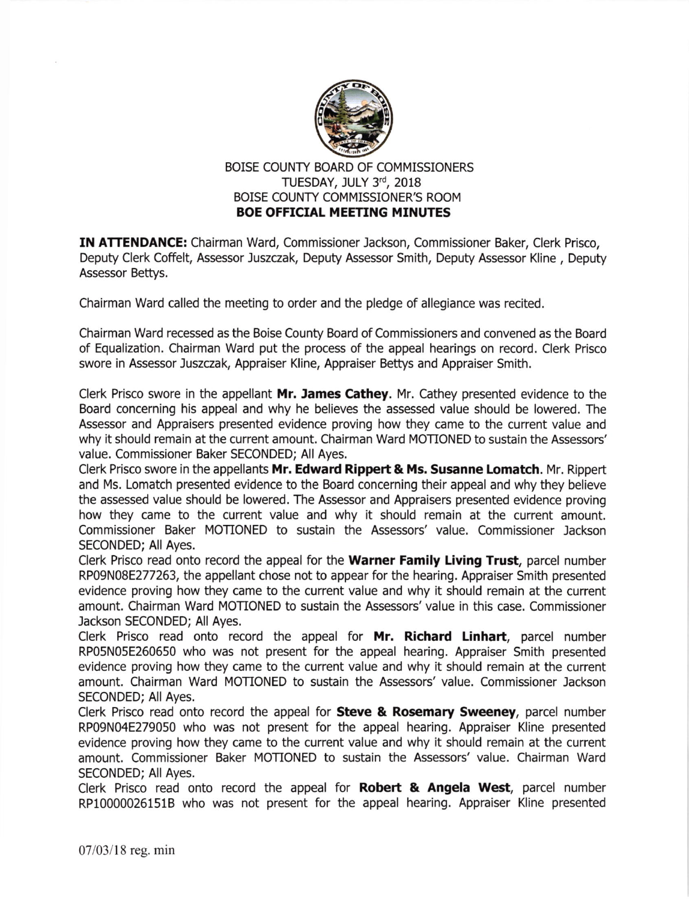BOISE COUNTY BOARD OF COMMISSIONERS
TUESDAY, JULY 3rd, 2018
BOISE COUNTY COMMISSIONER'S ROOM
**BOE OFFICIAL MEETING MINUTES**

**IN ATTENDANCE:** Chairman Ward, Commissioner Jackson, Commissioner Baker, Clerk Prisco, Deputy Clerk Coffelt, Assessor Juszczak, Deputy Assessor Smith, Deputy Assessor Kline , Deputy Assessor Bettys.

Chairman Ward called the meeting to order and the pledge of allegiance was recited.

Chairman Ward recessed as the Boise County Board of Commissioners and convened as the Board of Equalization. Chairman Ward put the process of the appeal hearings on record. Clerk Prisco swore in Assessor Juszczak, Appraiser Kline, Appraiser Bettys and Appraiser Smith.

Clerk Prisco swore in the appellant **Mr. James Cathey**. Mr. Cathey presented evidence to the Board concerning his appeal and why he believes the assessed value should be lowered. The Assessor and Appraisers presented evidence proving how they came to the current value and why it should remain at the current amount. Chairman Ward MOTIONED to sustain the Assessors' value. Commissioner Baker SECONDED; All Ayes.

Clerk Prisco swore in the appellants **Mr. Edward Rippert & Ms. Susanne Lomatch**. Mr. Rippert and Ms. Lomatch presented evidence to the Board concerning their appeal and why they believe the assessed value should be lowered. The Assessor and Appraisers presented evidence proving how they came to the current value and why it should remain at the current amount. Commissioner Baker MOTIONED to sustain the Assessors' value. Commissioner Jackson SECONDED; All Ayes.

Clerk Prisco read onto record the appeal for the **Warner Family Living Trust**, parcel number RP09N08E277263, the appellant chose not to appear for the hearing. Appraiser Smith presented evidence proving how they came to the current value and why it should remain at the current amount. Chairman Ward MOTIONED to sustain the Assessors' value in this case. Commissioner Jackson SECONDED; All Ayes.

Clerk Prisco read onto record the appeal for **Mr. Richard Linhart**, parcel number RP05N05E260650 who was not present for the appeal hearing. Appraiser Smith presented evidence proving how they came to the current value and why it should remain at the current amount. Chairman Ward MOTIONED to sustain the Assessors' value. Commissioner Jackson SECONDED; All Ayes.

Clerk Prisco read onto record the appeal for **Steve & Rosemary Sweeney**, parcel number RP09N04E279050 who was not present for the appeal hearing. Appraiser Kline presented evidence proving how they came to the current value and why it should remain at the current amount. Commissioner Baker MOTIONED to sustain the Assessors' value. Chairman Ward SECONDED; All Ayes.

Clerk Prisco read onto record the appeal for **Robert & Angela West**, parcel number RP10000026151B who was not present for the appeal hearing. Appraiser Kline presented

07/03/18 reg. min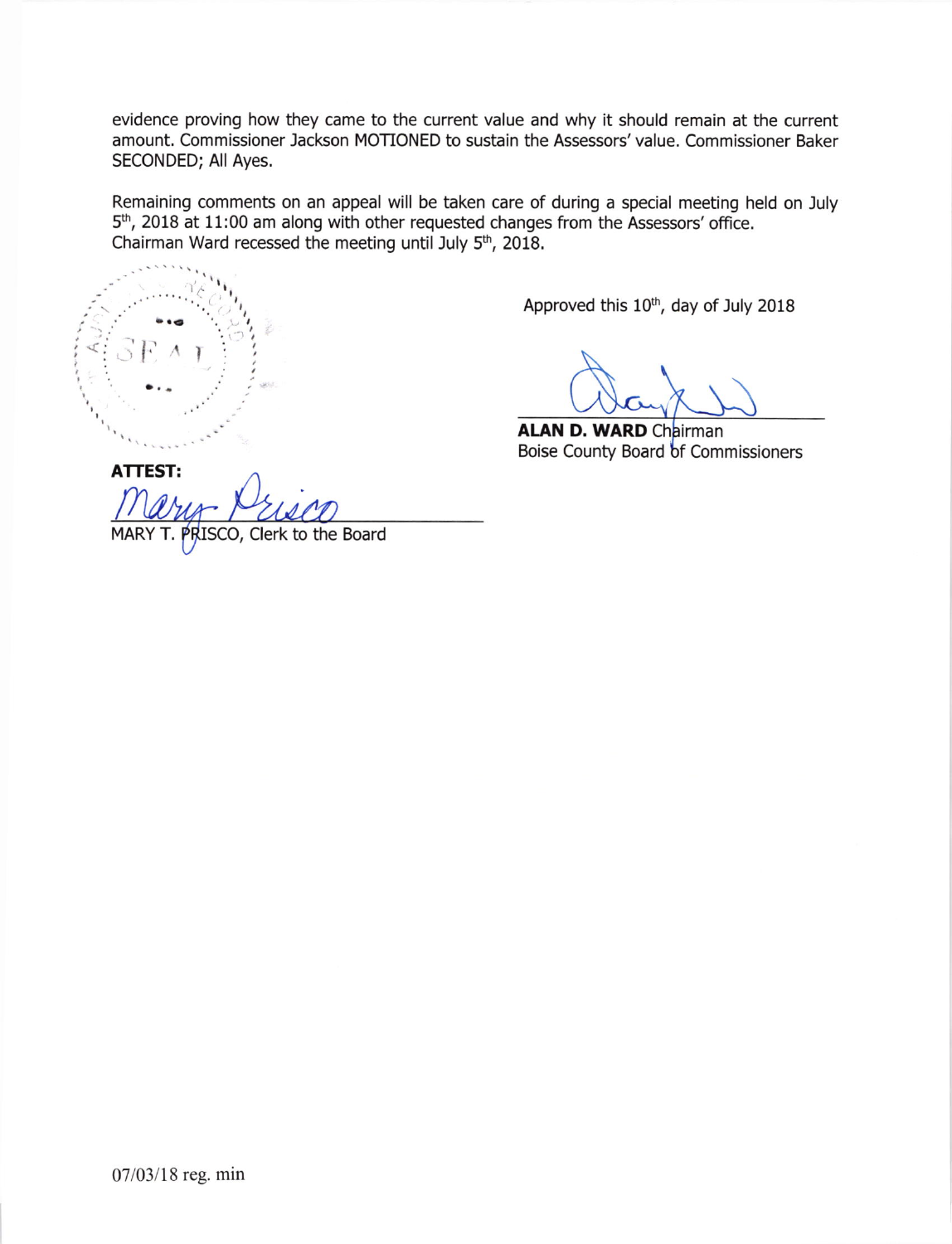evidence proving how they came to the current value and why it should remain at the current amount. Commissioner Jackson MOTIONED to sustain the Assessors' value. Commissioner Baker SECONDED; All Ayes.

Remaining comments on an appeal will be taken care of during a special meeting held on July 5th, 2018 at 11:00 am along with other requested changes from the Assessors' office. Chairman Ward recessed the meeting until July 5th, 2018.

Approved this 10th, day of July 2018

**ALAN D. WARD** Chairman
Boise County Board of Commissioners

**ATTEST:**

MARY T. PRISCO, Clerk to the Board

07/03/18 reg. min